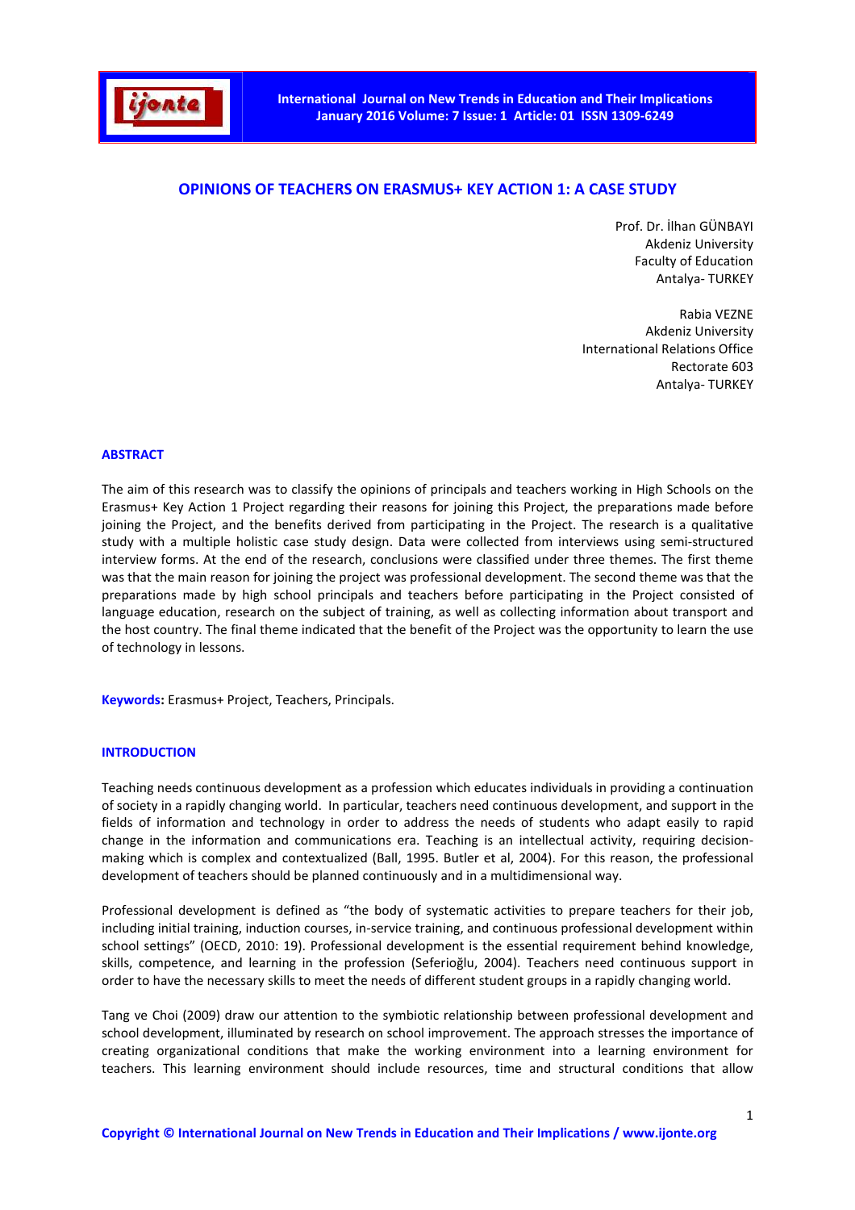# OPINIONS OF TEACHERS ON ERASMUS+ KEY ACTION 1: A CASE STUDY

Prof. Dr. İlhan GÜNBAYI
Akdeniz University
Faculty of Education
Antalya- TURKEY

Rabia VEZNE
Akdeniz University
International Relations Office
Rectorate 603
Antalya- TURKEY

## ABSTRACT

The aim of this research was to classify the opinions of principals and teachers working in High Schools on the Erasmus+ Key Action 1 Project regarding their reasons for joining this Project, the preparations made before joining the Project, and the benefits derived from participating in the Project. The research is a qualitative study with a multiple holistic case study design. Data were collected from interviews using semi-structured interview forms. At the end of the research, conclusions were classified under three themes. The first theme was that the main reason for joining the project was professional development. The second theme was that the preparations made by high school principals and teachers before participating in the Project consisted of language education, research on the subject of training, as well as collecting information about transport and the host country. The final theme indicated that the benefit of the Project was the opportunity to learn the use of technology in lessons.

**Keywords:** Erasmus+ Project, Teachers, Principals.

## INTRODUCTION

Teaching needs continuous development as a profession which educates individuals in providing a continuation of society in a rapidly changing world. In particular, teachers need continuous development, and support in the fields of information and technology in order to address the needs of students who adapt easily to rapid change in the information and communications era. Teaching is an intellectual activity, requiring decision-making which is complex and contextualized (Ball, 1995. Butler et al, 2004). For this reason, the professional development of teachers should be planned continuously and in a multidimensional way.

Professional development is defined as "the body of systematic activities to prepare teachers for their job, including initial training, induction courses, in-service training, and continuous professional development within school settings" (OECD, 2010: 19). Professional development is the essential requirement behind knowledge, skills, competence, and learning in the profession (Seferioğlu, 2004). Teachers need continuous support in order to have the necessary skills to meet the needs of different student groups in a rapidly changing world.

Tang ve Choi (2009) draw our attention to the symbiotic relationship between professional development and school development, illuminated by research on school improvement. The approach stresses the importance of creating organizational conditions that make the working environment into a learning environment for teachers. This learning environment should include resources, time and structural conditions that allow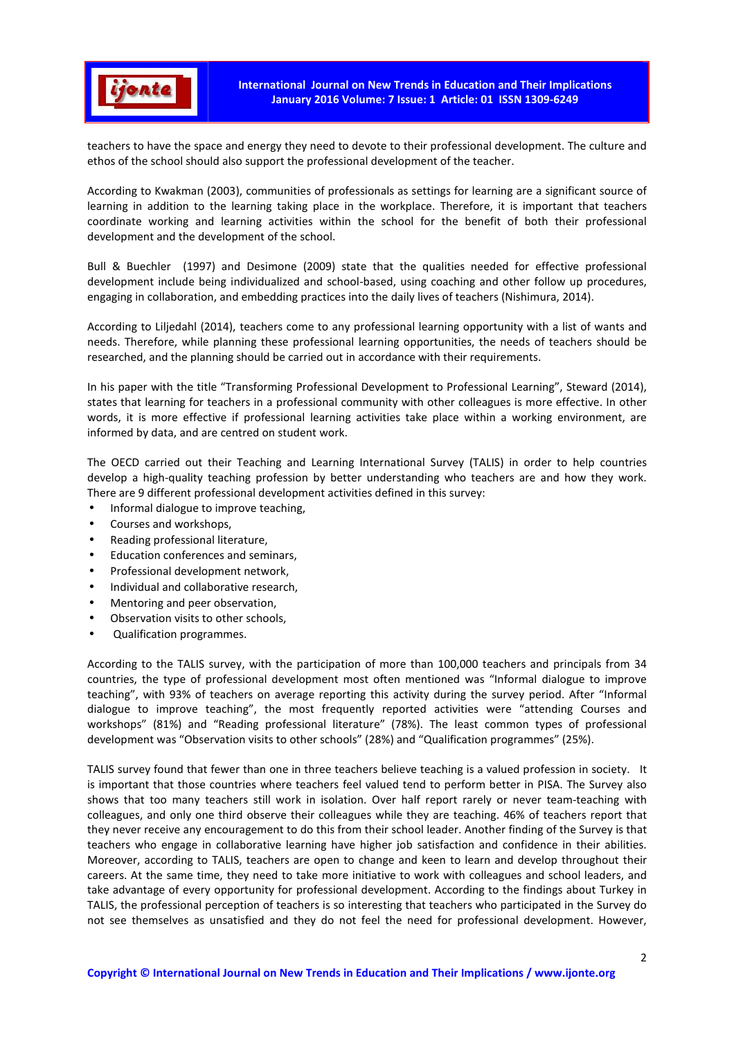teachers to have the space and energy they need to devote to their professional development. The culture and ethos of the school should also support the professional development of the teacher.

According to Kwakman (2003), communities of professionals as settings for learning are a significant source of learning in addition to the learning taking place in the workplace. Therefore, it is important that teachers coordinate working and learning activities within the school for the benefit of both their professional development and the development of the school.

Bull & Buechler (1997) and Desimone (2009) state that the qualities needed for effective professional development include being individualized and school-based, using coaching and other follow up procedures, engaging in collaboration, and embedding practices into the daily lives of teachers (Nishimura, 2014).

According to Liljedahl (2014), teachers come to any professional learning opportunity with a list of wants and needs. Therefore, while planning these professional learning opportunities, the needs of teachers should be researched, and the planning should be carried out in accordance with their requirements.

In his paper with the title "Transforming Professional Development to Professional Learning", Steward (2014), states that learning for teachers in a professional community with other colleagues is more effective. In other words, it is more effective if professional learning activities take place within a working environment, are informed by data, and are centred on student work.

The OECD carried out their Teaching and Learning International Survey (TALIS) in order to help countries develop a high-quality teaching profession by better understanding who teachers are and how they work. There are 9 different professional development activities defined in this survey:

- Informal dialogue to improve teaching,
- Courses and workshops,
- Reading professional literature,
- Education conferences and seminars,
- Professional development network,
- Individual and collaborative research,
- Mentoring and peer observation,
- Observation visits to other schools,
- Qualification programmes.

According to the TALIS survey, with the participation of more than 100,000 teachers and principals from 34 countries, the type of professional development most often mentioned was "Informal dialogue to improve teaching", with 93% of teachers on average reporting this activity during the survey period. After "Informal dialogue to improve teaching", the most frequently reported activities were "attending Courses and workshops" (81%) and "Reading professional literature" (78%). The least common types of professional development was "Observation visits to other schools" (28%) and "Qualification programmes" (25%).

TALIS survey found that fewer than one in three teachers believe teaching is a valued profession in society. It is important that those countries where teachers feel valued tend to perform better in PISA. The Survey also shows that too many teachers still work in isolation. Over half report rarely or never team-teaching with colleagues, and only one third observe their colleagues while they are teaching. 46% of teachers report that they never receive any encouragement to do this from their school leader. Another finding of the Survey is that teachers who engage in collaborative learning have higher job satisfaction and confidence in their abilities. Moreover, according to TALIS, teachers are open to change and keen to learn and develop throughout their careers. At the same time, they need to take more initiative to work with colleagues and school leaders, and take advantage of every opportunity for professional development. According to the findings about Turkey in TALIS, the professional perception of teachers is so interesting that teachers who participated in the Survey do not see themselves as unsatisfied and they do not feel the need for professional development. However,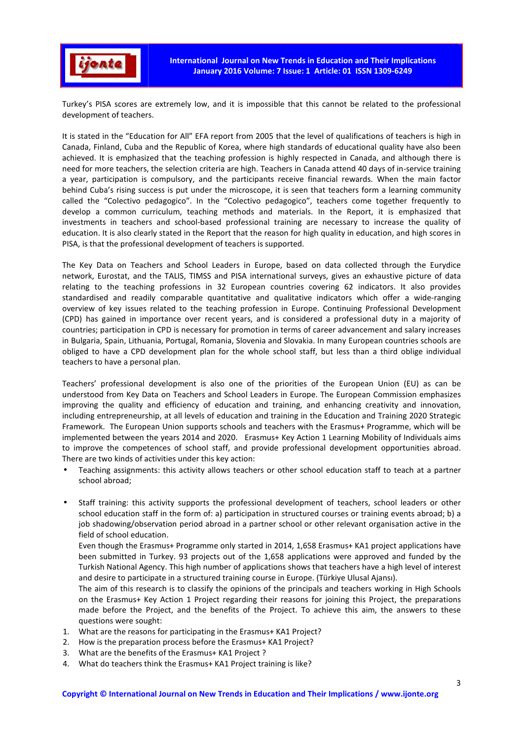Turkey's PISA scores are extremely low, and it is impossible that this cannot be related to the professional development of teachers.

It is stated in the "Education for All" EFA report from 2005 that the level of qualifications of teachers is high in Canada, Finland, Cuba and the Republic of Korea, where high standards of educational quality have also been achieved. It is emphasized that the teaching profession is highly respected in Canada, and although there is need for more teachers, the selection criteria are high. Teachers in Canada attend 40 days of in-service training a year, participation is compulsory, and the participants receive financial rewards. When the main factor behind Cuba's rising success is put under the microscope, it is seen that teachers form a learning community called the "Colectivo pedagogico". In the "Colectivo pedagogico", teachers come together frequently to develop a common curriculum, teaching methods and materials. In the Report, it is emphasized that investments in teachers and school-based professional training are necessary to increase the quality of education. It is also clearly stated in the Report that the reason for high quality in education, and high scores in PISA, is that the professional development of teachers is supported.

The Key Data on Teachers and School Leaders in Europe, based on data collected through the Eurydice network, Eurostat, and the TALIS, TIMSS and PISA international surveys, gives an exhaustive picture of data relating to the teaching professions in 32 European countries covering 62 indicators. It also provides standardised and readily comparable quantitative and qualitative indicators which offer a wide-ranging overview of key issues related to the teaching profession in Europe. Continuing Professional Development (CPD) has gained in importance over recent years, and is considered a professional duty in a majority of countries; participation in CPD is necessary for promotion in terms of career advancement and salary increases in Bulgaria, Spain, Lithuania, Portugal, Romania, Slovenia and Slovakia. In many European countries schools are obliged to have a CPD development plan for the whole school staff, but less than a third oblige individual teachers to have a personal plan.

Teachers' professional development is also one of the priorities of the European Union (EU) as can be understood from Key Data on Teachers and School Leaders in Europe. The European Commission emphasizes improving the quality and efficiency of education and training, and enhancing creativity and innovation, including entrepreneurship, at all levels of education and training in the Education and Training 2020 Strategic Framework. The European Union supports schools and teachers with the Erasmus+ Programme, which will be implemented between the years 2014 and 2020. Erasmus+ Key Action 1 Learning Mobility of Individuals aims to improve the competences of school staff, and provide professional development opportunities abroad. There are two kinds of activities under this key action:

- Teaching assignments: this activity allows teachers or other school education staff to teach at a partner school abroad;

- Staff training: this activity supports the professional development of teachers, school leaders or other school education staff in the form of: a) participation in structured courses or training events abroad; b) a job shadowing/observation period abroad in a partner school or other relevant organisation active in the field of school education.

  Even though the Erasmus+ Programme only started in 2014, 1,658 Erasmus+ KA1 project applications have been submitted in Turkey. 93 projects out of the 1,658 applications were approved and funded by the Turkish National Agency. This high number of applications shows that teachers have a high level of interest and desire to participate in a structured training course in Europe. (Türkiye Ulusal Ajansı).

  The aim of this research is to classify the opinions of the principals and teachers working in High Schools on the Erasmus+ Key Action 1 Project regarding their reasons for joining this Project, the preparations made before the Project, and the benefits of the Project. To achieve this aim, the answers to these questions were sought:

1. What are the reasons for participating in the Erasmus+ KA1 Project?
2. How is the preparation process before the Erasmus+ KA1 Project?
3. What are the benefits of the Erasmus+ KA1 Project ?
4. What do teachers think the Erasmus+ KA1 Project training is like?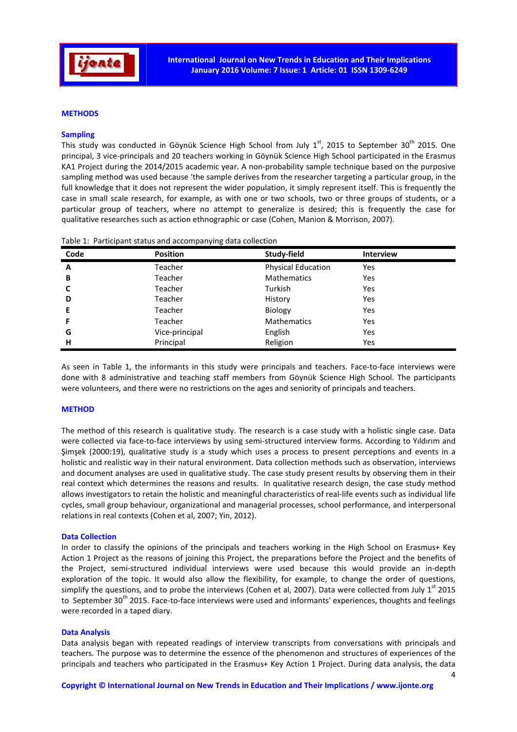## METHODS

### Sampling

This study was conducted in Göynük Science High School from July 1st, 2015 to September 30th 2015. One principal, 3 vice-principals and 20 teachers working in Göynük Science High School participated in the Erasmus KA1 Project during the 2014/2015 academic year. A non-probability sample technique based on the purposive sampling method was used because 'the sample derives from the researcher targeting a particular group, in the full knowledge that it does not represent the wider population, it simply represent itself. This is frequently the case in small scale research, for example, as with one or two schools, two or three groups of students, or a particular group of teachers, where no attempt to generalize is desired; this is frequently the case for qualitative researches such as action ethnographic or case (Cohen, Manion & Morrison, 2007).

Table 1: Participant status and accompanying data collection

| Code | Position | Study-field | Interview |
|---|---|---|---|
| **A** | Teacher | Physical Education | Yes |
| **B** | Teacher | Mathematics | Yes |
| **C** | Teacher | Turkish | Yes |
| **D** | Teacher | History | Yes |
| **E** | Teacher | Biology | Yes |
| **F** | Teacher | Mathematics | Yes |
| **G** | Vice-principal | English | Yes |
| **H** | Principal | Religion | Yes |

As seen in Table 1, the informants in this study were principals and teachers. Face-to-face interviews were done with 8 administrative and teaching staff members from Göynük Science High School. The participants were volunteers, and there were no restrictions on the ages and seniority of principals and teachers.

## METHOD

The method of this research is qualitative study. The research is a case study with a holistic single case. Data were collected via face-to-face interviews by using semi-structured interview forms. According to Yıldırım and Şimşek (2000:19), qualitative study is a study which uses a process to present perceptions and events in a holistic and realistic way in their natural environment. Data collection methods such as observation, interviews and document analyses are used in qualitative study. The case study present results by observing them in their real context which determines the reasons and results. In qualitative research design, the case study method allows investigators to retain the holistic and meaningful characteristics of real-life events such as individual life cycles, small group behaviour, organizational and managerial processes, school performance, and interpersonal relations in real contexts (Cohen et al, 2007; Yin, 2012).

### Data Collection

In order to classify the opinions of the principals and teachers working in the High School on Erasmus+ Key Action 1 Project as the reasons of joining this Project, the preparations before the Project and the benefits of the Project, semi-structured individual interviews were used because this would provide an in-depth exploration of the topic. It would also allow the flexibility, for example, to change the order of questions, simplify the questions, and to probe the interviews (Cohen et al, 2007). Data were collected from July 1st 2015 to September 30th 2015. Face-to-face interviews were used and informants' experiences, thoughts and feelings were recorded in a taped diary.

### Data Analysis

Data analysis began with repeated readings of interview transcripts from conversations with principals and teachers. The purpose was to determine the essence of the phenomenon and structures of experiences of the principals and teachers who participated in the Erasmus+ Key Action 1 Project. During data analysis, the data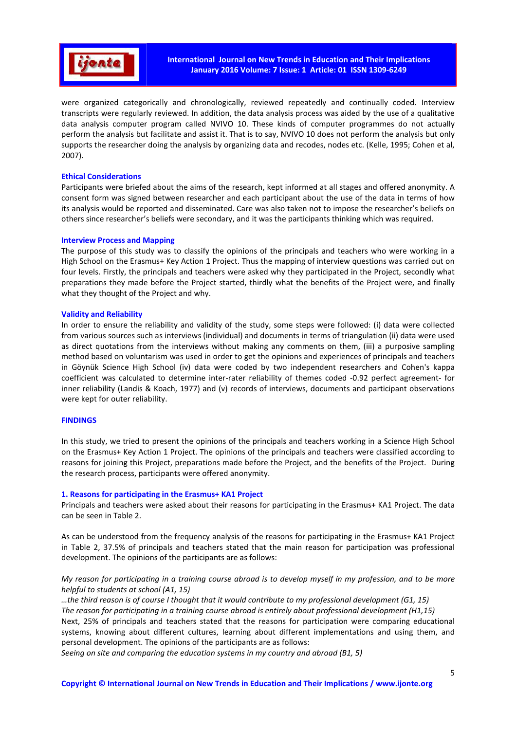were organized categorically and chronologically, reviewed repeatedly and continually coded. Interview transcripts were regularly reviewed. In addition, the data analysis process was aided by the use of a qualitative data analysis computer program called NVIVO 10. These kinds of computer programmes do not actually perform the analysis but facilitate and assist it. That is to say, NVIVO 10 does not perform the analysis but only supports the researcher doing the analysis by organizing data and recodes, nodes etc. (Kelle, 1995; Cohen et al, 2007).

### Ethical Considerations

Participants were briefed about the aims of the research, kept informed at all stages and offered anonymity. A consent form was signed between researcher and each participant about the use of the data in terms of how its analysis would be reported and disseminated. Care was also taken not to impose the researcher's beliefs on others since researcher's beliefs were secondary, and it was the participants thinking which was required.

### Interview Process and Mapping

The purpose of this study was to classify the opinions of the principals and teachers who were working in a High School on the Erasmus+ Key Action 1 Project. Thus the mapping of interview questions was carried out on four levels. Firstly, the principals and teachers were asked why they participated in the Project, secondly what preparations they made before the Project started, thirdly what the benefits of the Project were, and finally what they thought of the Project and why.

### Validity and Reliability

In order to ensure the reliability and validity of the study, some steps were followed: (i) data were collected from various sources such as interviews (individual) and documents in terms of triangulation (ii) data were used as direct quotations from the interviews without making any comments on them, (iii) a purposive sampling method based on voluntarism was used in order to get the opinions and experiences of principals and teachers in Göynük Science High School (iv) data were coded by two independent researchers and Cohen's kappa coefficient was calculated to determine inter-rater reliability of themes coded -0.92 perfect agreement- for inner reliability (Landis & Koach, 1977) and (v) records of interviews, documents and participant observations were kept for outer reliability.

## FINDINGS

In this study, we tried to present the opinions of the principals and teachers working in a Science High School on the Erasmus+ Key Action 1 Project. The opinions of the principals and teachers were classified according to reasons for joining this Project, preparations made before the Project, and the benefits of the Project. During the research process, participants were offered anonymity.

### 1. Reasons for participating in the Erasmus+ KA1 Project

Principals and teachers were asked about their reasons for participating in the Erasmus+ KA1 Project. The data can be seen in Table 2.

As can be understood from the frequency analysis of the reasons for participating in the Erasmus+ KA1 Project in Table 2, 37.5% of principals and teachers stated that the main reason for participation was professional development. The opinions of the participants are as follows:

*My reason for participating in a training course abroad is to develop myself in my profession, and to be more helpful to students at school (A1, 15)*

*…the third reason is of course I thought that it would contribute to my professional development (G1, 15)*

*The reason for participating in a training course abroad is entirely about professional development (H1,15)*

Next, 25% of principals and teachers stated that the reasons for participation were comparing educational systems, knowing about different cultures, learning about different implementations and using them, and personal development. The opinions of the participants are as follows:

*Seeing on site and comparing the education systems in my country and abroad (B1, 5)*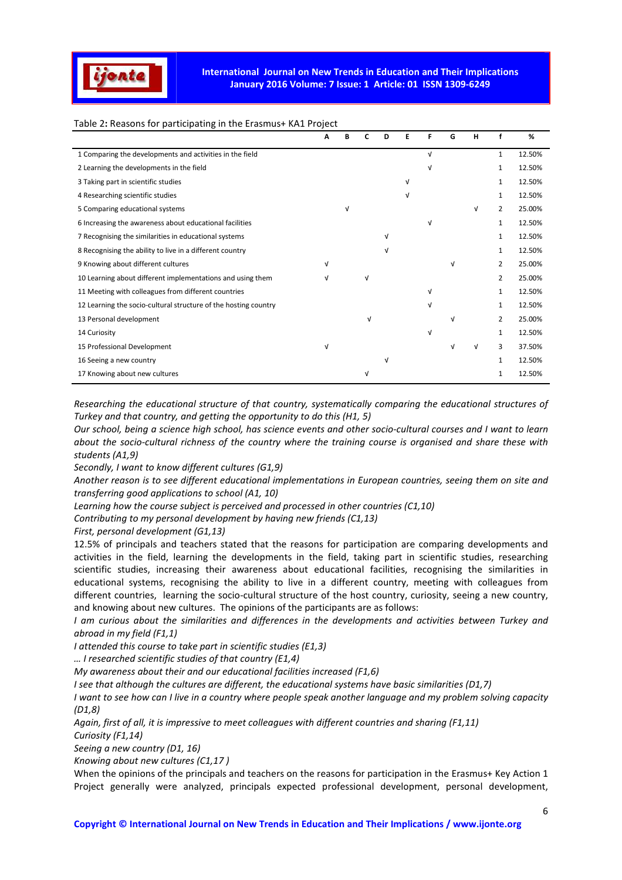Table 2: Reasons for participating in the Erasmus+ KA1 Project

| | A | B | C | D | E | F | G | H | f | % |
|---|---|---|---|---|---|---|---|---|---|---|
| 1 Comparing the developments and activities in the field | | | | | | √ | | | 1 | 12.50% |
| 2 Learning the developments in the field | | | | | | √ | | | 1 | 12.50% |
| 3 Taking part in scientific studies | | | | | √ | | | | 1 | 12.50% |
| 4 Researching scientific studies | | | | | √ | | | | 1 | 12.50% |
| 5 Comparing educational systems | | √ | | | | | | √ | 2 | 25.00% |
| 6 Increasing the awareness about educational facilities | | | | | | √ | | | 1 | 12.50% |
| 7 Recognising the similarities in educational systems | | | | √ | | | | | 1 | 12.50% |
| 8 Recognising the ability to live in a different country | | | | √ | | | | | 1 | 12.50% |
| 9 Knowing about different cultures | √ | | | | | | √ | | 2 | 25.00% |
| 10 Learning about different implementations and using them | √ | | √ | | | | | | 2 | 25.00% |
| 11 Meeting with colleagues from different countries | | | | | | √ | | | 1 | 12.50% |
| 12 Learning the socio-cultural structure of the hosting country | | | | | | √ | | | 1 | 12.50% |
| 13 Personal development | | | √ | | | | √ | | 2 | 25.00% |
| 14 Curiosity | | | | | | √ | | | 1 | 12.50% |
| 15 Professional Development | √ | | | | | | √ | √ | 3 | 37.50% |
| 16 Seeing a new country | | | | √ | | | | | 1 | 12.50% |
| 17 Knowing about new cultures | | | √ | | | | | | 1 | 12.50% |

*Researching the educational structure of that country, systematically comparing the educational structures of Turkey and that country, and getting the opportunity to do this (H1, 5)*

*Our school, being a science high school, has science events and other socio-cultural courses and I want to learn about the socio-cultural richness of the country where the training course is organised and share these with students (A1,9)*

*Secondly, I want to know different cultures (G1,9)*

*Another reason is to see different educational implementations in European countries, seeing them on site and transferring good applications to school (A1, 10)*

*Learning how the course subject is perceived and processed in other countries (C1,10)*

*Contributing to my personal development by having new friends (C1,13)*

*First, personal development (G1,13)*

12.5% of principals and teachers stated that the reasons for participation are comparing developments and activities in the field, learning the developments in the field, taking part in scientific studies, researching scientific studies, increasing their awareness about educational facilities, recognising the similarities in educational systems, recognising the ability to live in a different country, meeting with colleagues from different countries, learning the socio-cultural structure of the host country, curiosity, seeing a new country, and knowing about new cultures. The opinions of the participants are as follows:

*I am curious about the similarities and differences in the developments and activities between Turkey and abroad in my field (F1,1)*

*I attended this course to take part in scientific studies (E1,3)*

*… I researched scientific studies of that country (E1,4)*

*My awareness about their and our educational facilities increased (F1,6)*

*I see that although the cultures are different, the educational systems have basic similarities (D1,7)*

*I want to see how can I live in a country where people speak another language and my problem solving capacity (D1,8)*

*Again, first of all, it is impressive to meet colleagues with different countries and sharing (F1,11)*

*Curiosity (F1,14)*

*Seeing a new country (D1, 16)*

*Knowing about new cultures (C1,17 )*

When the opinions of the principals and teachers on the reasons for participation in the Erasmus+ Key Action 1 Project generally were analyzed, principals expected professional development, personal development,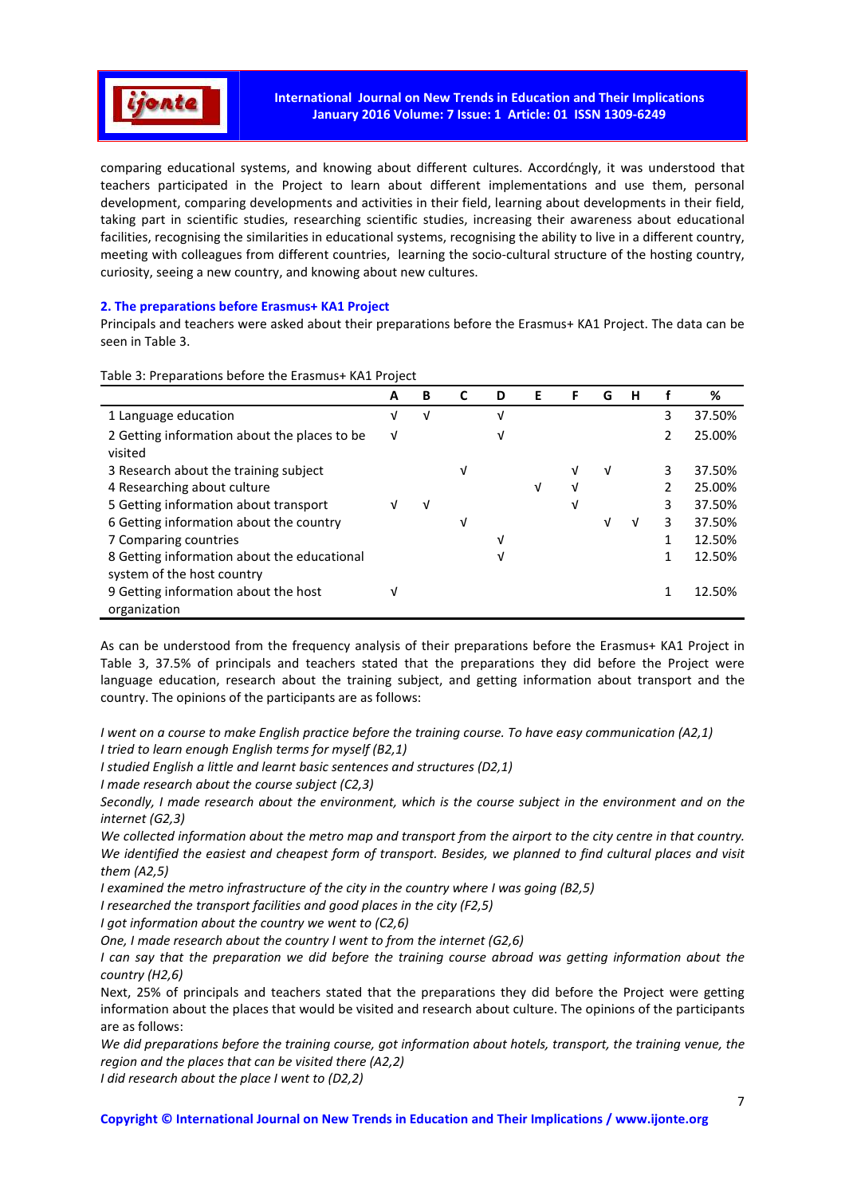comparing educational systems, and knowing about different cultures. Accordćngly, it was understood that teachers participated in the Project to learn about different implementations and use them, personal development, comparing developments and activities in their field, learning about developments in their field, taking part in scientific studies, researching scientific studies, increasing their awareness about educational facilities, recognising the similarities in educational systems, recognising the ability to live in a different country, meeting with colleagues from different countries, learning the socio-cultural structure of the hosting country, curiosity, seeing a new country, and knowing about new cultures.

### 2. The preparations before Erasmus+ KA1 Project

Principals and teachers were asked about their preparations before the Erasmus+ KA1 Project. The data can be seen in Table 3.

Table 3: Preparations before the Erasmus+ KA1 Project

| | A | B | C | D | E | F | G | H | f | % |
|---|---|---|---|---|---|---|---|---|---|---|
| 1 Language education | √ | √ | | √ | | | | | 3 | 37.50% |
| 2 Getting information about the places to be visited | √ | | | √ | | | | | 2 | 25.00% |
| 3 Research about the training subject | | | √ | | | √ | √ | | 3 | 37.50% |
| 4 Researching about culture | | | | | √ | √ | | | 2 | 25.00% |
| 5 Getting information about transport | √ | √ | | | | √ | | | 3 | 37.50% |
| 6 Getting information about the country | | | √ | | | | √ | √ | 3 | 37.50% |
| 7 Comparing countries | | | | √ | | | | | 1 | 12.50% |
| 8 Getting information about the educational system of the host country | | | | √ | | | | | 1 | 12.50% |
| 9 Getting information about the host organization | √ | | | | | | | | 1 | 12.50% |

As can be understood from the frequency analysis of their preparations before the Erasmus+ KA1 Project in Table 3, 37.5% of principals and teachers stated that the preparations they did before the Project were language education, research about the training subject, and getting information about transport and the country. The opinions of the participants are as follows:

*I went on a course to make English practice before the training course. To have easy communication (A2,1)*
*I tried to learn enough English terms for myself (B2,1)*
*I studied English a little and learnt basic sentences and structures (D2,1)*
*I made research about the course subject (C2,3)*
*Secondly, I made research about the environment, which is the course subject in the environment and on the internet (G2,3)*
*We collected information about the metro map and transport from the airport to the city centre in that country. We identified the easiest and cheapest form of transport. Besides, we planned to find cultural places and visit them (A2,5)*
*I examined the metro infrastructure of the city in the country where I was going (B2,5)*
*I researched the transport facilities and good places in the city (F2,5)*
*I got information about the country we went to (C2,6)*
*One, I made research about the country I went to from the internet (G2,6)*
*I can say that the preparation we did before the training course abroad was getting information about the country (H2,6)*

Next, 25% of principals and teachers stated that the preparations they did before the Project were getting information about the places that would be visited and research about culture. The opinions of the participants are as follows:

*We did preparations before the training course, got information about hotels, transport, the training venue, the region and the places that can be visited there (A2,2)*
*I did research about the place I went to (D2,2)*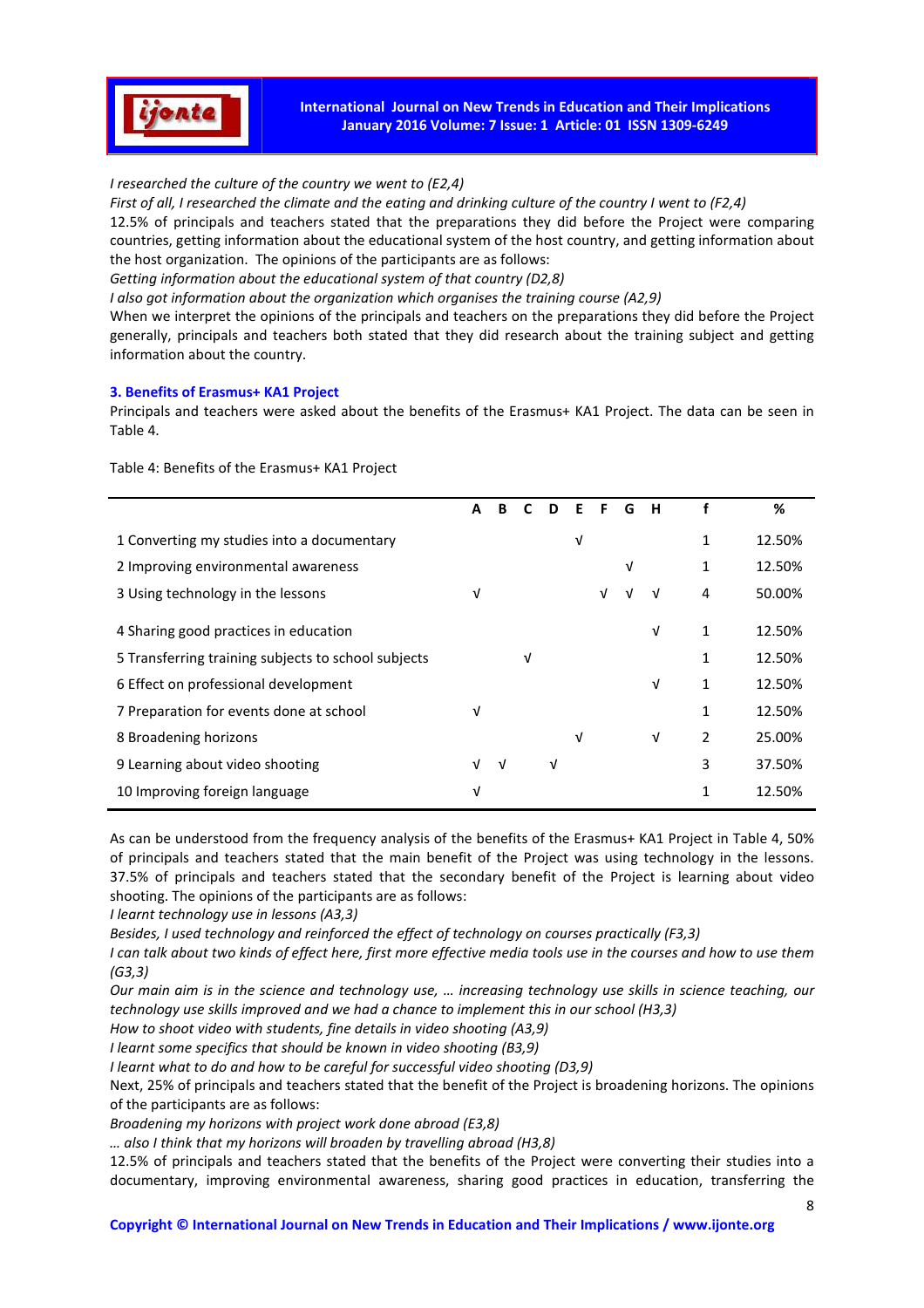*I researched the culture of the country we went to (E2,4)*

*First of all, I researched the climate and the eating and drinking culture of the country I went to (F2,4)*

12.5% of principals and teachers stated that the preparations they did before the Project were comparing countries, getting information about the educational system of the host country, and getting information about the host organization. The opinions of the participants are as follows:

*Getting information about the educational system of that country (D2,8)*

*I also got information about the organization which organises the training course (A2,9)*

When we interpret the opinions of the principals and teachers on the preparations they did before the Project generally, principals and teachers both stated that they did research about the training subject and getting information about the country.

### 3. Benefits of Erasmus+ KA1 Project

Principals and teachers were asked about the benefits of the Erasmus+ KA1 Project. The data can be seen in Table 4.

Table 4: Benefits of the Erasmus+ KA1 Project

| | A | B | C | D | E | F | G | H | f | % |
|---|---|---|---|---|---|---|---|---|---|---|
| 1 Converting my studies into a documentary | | | | | √ | | | | 1 | 12.50% |
| 2 Improving environmental awareness | | | | | | | √ | | 1 | 12.50% |
| 3 Using technology in the lessons | √ | | | | | √ | √ | √ | 4 | 50.00% |
| 4 Sharing good practices in education | | | | | | | | √ | 1 | 12.50% |
| 5 Transferring training subjects to school subjects | | | √ | | | | | | 1 | 12.50% |
| 6 Effect on professional development | | | | | | | | √ | 1 | 12.50% |
| 7 Preparation for events done at school | √ | | | | | | | | 1 | 12.50% |
| 8 Broadening horizons | | | | | √ | | | √ | 2 | 25.00% |
| 9 Learning about video shooting | √ | √ | | √ | | | | | 3 | 37.50% |
| 10 Improving foreign language | √ | | | | | | | | 1 | 12.50% |

As can be understood from the frequency analysis of the benefits of the Erasmus+ KA1 Project in Table 4, 50% of principals and teachers stated that the main benefit of the Project was using technology in the lessons. 37.5% of principals and teachers stated that the secondary benefit of the Project is learning about video shooting. The opinions of the participants are as follows:

*I learnt technology use in lessons (A3,3)*

*Besides, I used technology and reinforced the effect of technology on courses practically (F3,3)*

*I can talk about two kinds of effect here, first more effective media tools use in the courses and how to use them (G3,3)*

*Our main aim is in the science and technology use, … increasing technology use skills in science teaching, our technology use skills improved and we had a chance to implement this in our school (H3,3)*

*How to shoot video with students, fine details in video shooting (A3,9)*

*I learnt some specifics that should be known in video shooting (B3,9)*

*I learnt what to do and how to be careful for successful video shooting (D3,9)*

Next, 25% of principals and teachers stated that the benefit of the Project is broadening horizons. The opinions of the participants are as follows:

*Broadening my horizons with project work done abroad (E3,8)*

*… also I think that my horizons will broaden by travelling abroad (H3,8)*

12.5% of principals and teachers stated that the benefits of the Project were converting their studies into a documentary, improving environmental awareness, sharing good practices in education, transferring the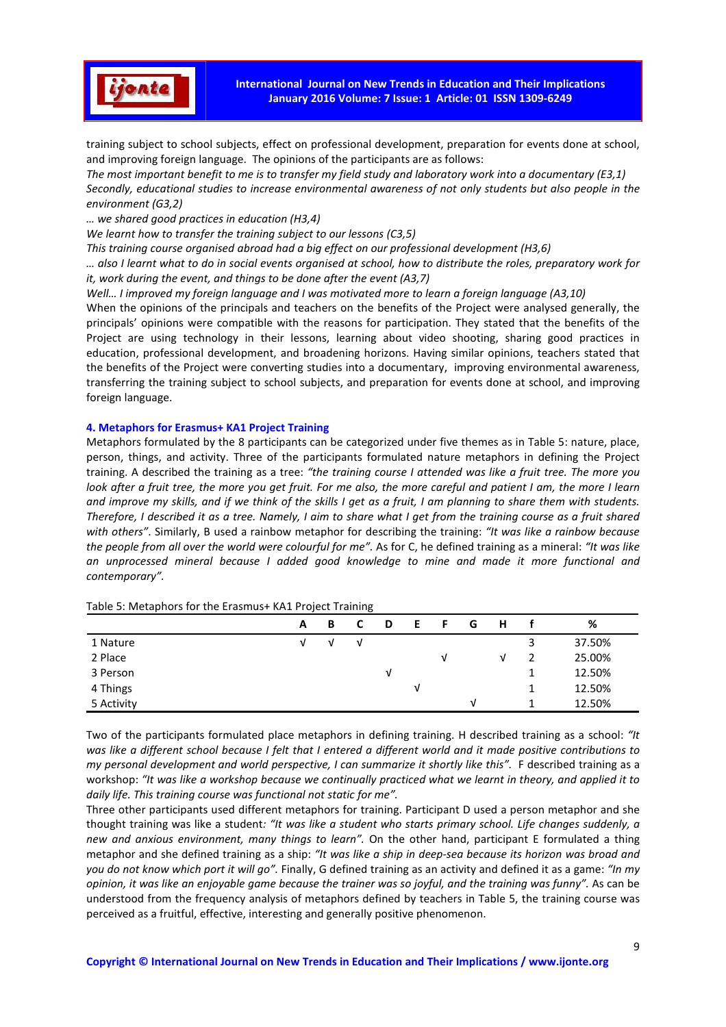training subject to school subjects, effect on professional development, preparation for events done at school, and improving foreign language. The opinions of the participants are as follows:

*The most important benefit to me is to transfer my field study and laboratory work into a documentary (E3,1)*

*Secondly, educational studies to increase environmental awareness of not only students but also people in the environment (G3,2)*

*… we shared good practices in education (H3,4)*

*We learnt how to transfer the training subject to our lessons (C3,5)*

*This training course organised abroad had a big effect on our professional development (H3,6)*

*… also I learnt what to do in social events organised at school, how to distribute the roles, preparatory work for it, work during the event, and things to be done after the event (A3,7)*

*Well… I improved my foreign language and I was motivated more to learn a foreign language (A3,10)*

When the opinions of the principals and teachers on the benefits of the Project were analysed generally, the principals' opinions were compatible with the reasons for participation. They stated that the benefits of the Project are using technology in their lessons, learning about video shooting, sharing good practices in education, professional development, and broadening horizons. Having similar opinions, teachers stated that the benefits of the Project were converting studies into a documentary, improving environmental awareness, transferring the training subject to school subjects, and preparation for events done at school, and improving foreign language.

### 4. Metaphors for Erasmus+ KA1 Project Training

Metaphors formulated by the 8 participants can be categorized under five themes as in Table 5: nature, place, person, things, and activity. Three of the participants formulated nature metaphors in defining the Project training. A described the training as a tree: *"the training course I attended was like a fruit tree. The more you look after a fruit tree, the more you get fruit. For me also, the more careful and patient I am, the more I learn and improve my skills, and if we think of the skills I get as a fruit, I am planning to share them with students. Therefore, I described it as a tree. Namely, I aim to share what I get from the training course as a fruit shared with others"*. Similarly, B used a rainbow metaphor for describing the training: *"It was like a rainbow because the people from all over the world were colourful for me"*. As for C, he defined training as a mineral: *"It was like an unprocessed mineral because I added good knowledge to mine and made it more functional and contemporary"*.

Table 5: Metaphors for the Erasmus+ KA1 Project Training

| | A | B | C | D | E | F | G | H | f | % |
|---|---|---|---|---|---|---|---|---|---|---|
| 1 Nature | √ | √ | √ | | | | | | 3 | 37.50% |
| 2 Place | | | | | | √ | | √ | 2 | 25.00% |
| 3 Person | | | | √ | | | | | 1 | 12.50% |
| 4 Things | | | | | √ | | | | 1 | 12.50% |
| 5 Activity | | | | | | | √ | | 1 | 12.50% |

Two of the participants formulated place metaphors in defining training. H described training as a school: *"It was like a different school because I felt that I entered a different world and it made positive contributions to my personal development and world perspective, I can summarize it shortly like this"*. F described training as a workshop: *"It was like a workshop because we continually practiced what we learnt in theory, and applied it to daily life. This training course was functional not static for me"*.

Three other participants used different metaphors for training. Participant D used a person metaphor and she thought training was like a student*: "It was like a student who starts primary school. Life changes suddenly, a new and anxious environment, many things to learn"*. On the other hand, participant E formulated a thing metaphor and she defined training as a ship: *"It was like a ship in deep-sea because its horizon was broad and you do not know which port it will go"*. Finally, G defined training as an activity and defined it as a game: *"In my opinion, it was like an enjoyable game because the trainer was so joyful, and the training was funny"*. As can be understood from the frequency analysis of metaphors defined by teachers in Table 5, the training course was perceived as a fruitful, effective, interesting and generally positive phenomenon.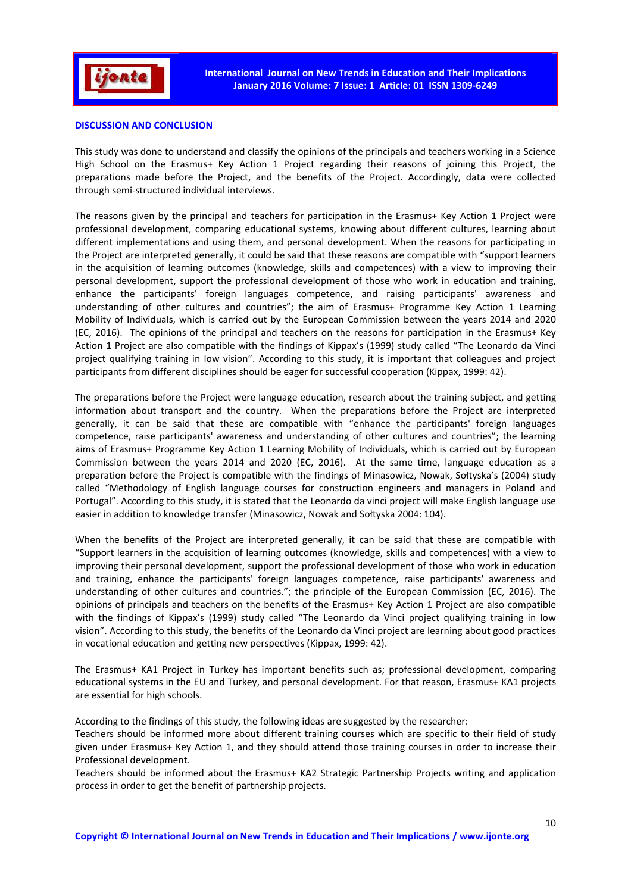## DISCUSSION AND CONCLUSION

This study was done to understand and classify the opinions of the principals and teachers working in a Science High School on the Erasmus+ Key Action 1 Project regarding their reasons of joining this Project, the preparations made before the Project, and the benefits of the Project. Accordingly, data were collected through semi-structured individual interviews.

The reasons given by the principal and teachers for participation in the Erasmus+ Key Action 1 Project were professional development, comparing educational systems, knowing about different cultures, learning about different implementations and using them, and personal development. When the reasons for participating in the Project are interpreted generally, it could be said that these reasons are compatible with "support learners in the acquisition of learning outcomes (knowledge, skills and competences) with a view to improving their personal development, support the professional development of those who work in education and training, enhance the participants' foreign languages competence, and raising participants' awareness and understanding of other cultures and countries"; the aim of Erasmus+ Programme Key Action 1 Learning Mobility of Individuals, which is carried out by the European Commission between the years 2014 and 2020 (EC, 2016). The opinions of the principal and teachers on the reasons for participation in the Erasmus+ Key Action 1 Project are also compatible with the findings of Kippax's (1999) study called "The Leonardo da Vinci project qualifying training in low vision". According to this study, it is important that colleagues and project participants from different disciplines should be eager for successful cooperation (Kippax, 1999: 42).

The preparations before the Project were language education, research about the training subject, and getting information about transport and the country. When the preparations before the Project are interpreted generally, it can be said that these are compatible with "enhance the participants' foreign languages competence, raise participants' awareness and understanding of other cultures and countries"; the learning aims of Erasmus+ Programme Key Action 1 Learning Mobility of Individuals, which is carried out by European Commission between the years 2014 and 2020 (EC, 2016). At the same time, language education as a preparation before the Project is compatible with the findings of Minasowicz, Nowak, Sołtyska's (2004) study called "Methodology of English language courses for construction engineers and managers in Poland and Portugal". According to this study, it is stated that the Leonardo da vinci project will make English language use easier in addition to knowledge transfer (Minasowicz, Nowak and Sołtyska 2004: 104).

When the benefits of the Project are interpreted generally, it can be said that these are compatible with "Support learners in the acquisition of learning outcomes (knowledge, skills and competences) with a view to improving their personal development, support the professional development of those who work in education and training, enhance the participants' foreign languages competence, raise participants' awareness and understanding of other cultures and countries."; the principle of the European Commission (EC, 2016). The opinions of principals and teachers on the benefits of the Erasmus+ Key Action 1 Project are also compatible with the findings of Kippax's (1999) study called "The Leonardo da Vinci project qualifying training in low vision". According to this study, the benefits of the Leonardo da Vinci project are learning about good practices in vocational education and getting new perspectives (Kippax, 1999: 42).

The Erasmus+ KA1 Project in Turkey has important benefits such as; professional development, comparing educational systems in the EU and Turkey, and personal development. For that reason, Erasmus+ KA1 projects are essential for high schools.

According to the findings of this study, the following ideas are suggested by the researcher:

Teachers should be informed more about different training courses which are specific to their field of study given under Erasmus+ Key Action 1, and they should attend those training courses in order to increase their Professional development.

Teachers should be informed about the Erasmus+ KA2 Strategic Partnership Projects writing and application process in order to get the benefit of partnership projects.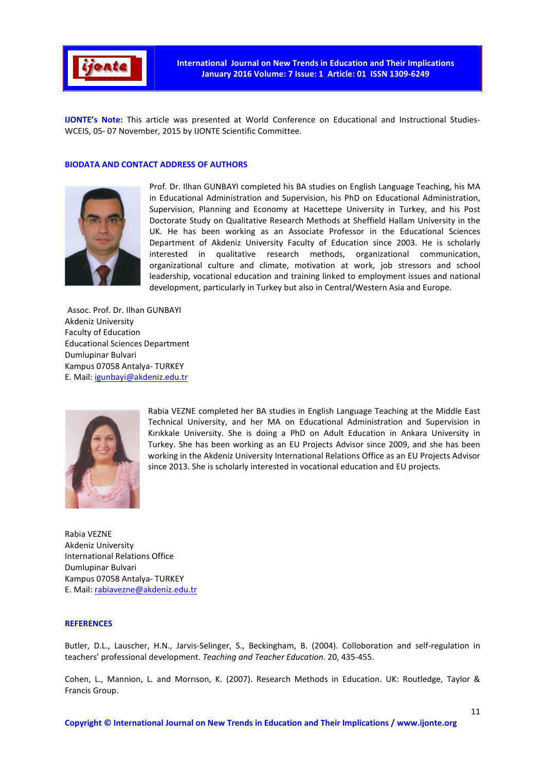**IJONTE's Note:** This article was presented at World Conference on Educational and Instructional Studies-WCEIS, 05- 07 November, 2015 by IJONTE Scientific Committee.

## BIODATA AND CONTACT ADDRESS OF AUTHORS

Prof. Dr. Ilhan GUNBAYI completed his BA studies on English Language Teaching, his MA in Educational Administration and Supervision, his PhD on Educational Administration, Supervision, Planning and Economy at Hacettepe University in Turkey, and his Post Doctorate Study on Qualitative Research Methods at Sheffield Hallam University in the UK. He has been working as an Associate Professor in the Educational Sciences Department of Akdeniz University Faculty of Education since 2003. He is scholarly interested in qualitative research methods, organizational communication, organizational culture and climate, motivation at work, job stressors and school leadership, vocational education and training linked to employment issues and national development, particularly in Turkey but also in Central/Western Asia and Europe.

Assoc. Prof. Dr. Ilhan GUNBAYI  
Akdeniz University  
Faculty of Education  
Educational Sciences Department  
Dumlupinar Bulvari  
Kampus 07058 Antalya- TURKEY  
E. Mail: igunbayi@akdeniz.edu.tr

Rabia VEZNE completed her BA studies in English Language Teaching at the Middle East Technical University, and her MA on Educational Administration and Supervision in Kırıkkale University. She is doing a PhD on Adult Education in Ankara University in Turkey. She has been working as an EU Projects Advisor since 2009, and she has been working in the Akdeniz University International Relations Office as an EU Projects Advisor since 2013. She is scholarly interested in vocational education and EU projects.

Rabia VEZNE  
Akdeniz University  
International Relations Office  
Dumlupinar Bulvari  
Kampus 07058 Antalya- TURKEY  
E. Mail: rabiavezne@akdeniz.edu.tr

## REFERENCES

Butler, D.L., Lauscher, H.N., Jarvis-Selinger, S., Beckingham, B. (2004). Colloboration and self-regulation in teachers' professional development. *Teaching and Teacher Education*. 20, 435-455.

Cohen, L., Mannion, L. and Morrıson, K. (2007). Research Methods in Education. UK: Routledge, Taylor & Francis Group.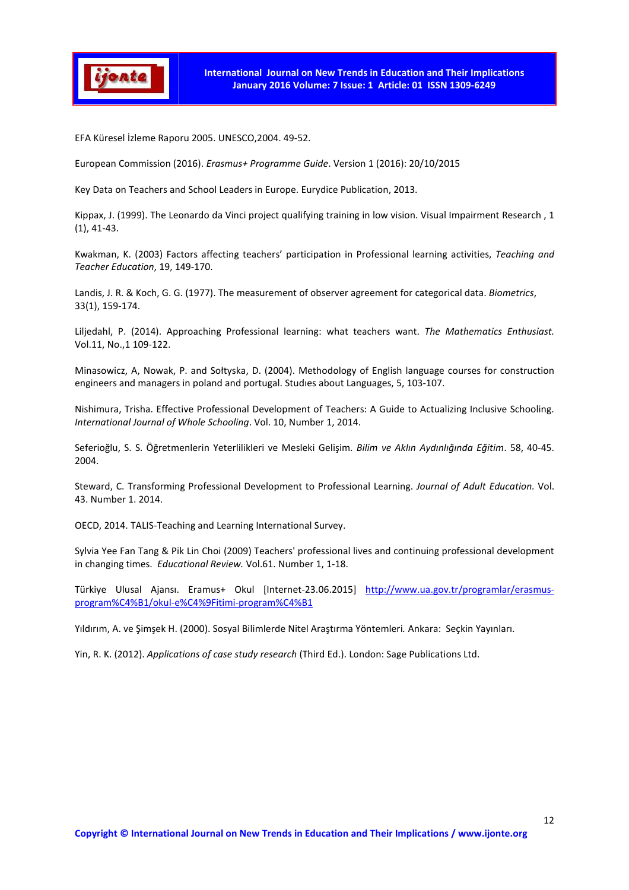EFA Küresel İzleme Raporu 2005. UNESCO,2004. 49-52.

European Commission (2016). *Erasmus+ Programme Guide*. Version 1 (2016): 20/10/2015

Key Data on Teachers and School Leaders in Europe. Eurydice Publication, 2013.

Kippax, J. (1999). The Leonardo da Vinci project qualifying training in low vision. Visual Impairment Research , 1 (1), 41-43.

Kwakman, K. (2003) Factors affecting teachers' participation in Professional learning activities, *Teaching and Teacher Education*, 19, 149-170.

Landis, J. R. & Koch, G. G. (1977). The measurement of observer agreement for categorical data. *Biometrics*, 33(1), 159-174.

Liljedahl, P. (2014). Approaching Professional learning: what teachers want. *The Mathematics Enthusiast.* Vol.11, No.,1 109-122.

Minasowicz, A, Nowak, P. and Sołtyska, D. (2004). Methodology of English language courses for construction engineers and managers in poland and portugal. Studıes about Languages, 5, 103-107.

Nishimura, Trisha. Effective Professional Development of Teachers: A Guide to Actualizing Inclusive Schooling. *International Journal of Whole Schooling*. Vol. 10, Number 1, 2014.

Seferioğlu, S. S. Öğretmenlerin Yeterlilikleri ve Mesleki Gelişim. *Bilim ve Aklın Aydınlığında Eğitim*. 58, 40-45. 2004.

Steward, C. Transforming Professional Development to Professional Learning. *Journal of Adult Education.* Vol. 43. Number 1. 2014.

OECD, 2014. TALIS-Teaching and Learning International Survey.

Sylvia Yee Fan Tang & Pik Lin Choi (2009) Teachers' professional lives and continuing professional development in changing times. *Educational Review.* Vol.61. Number 1, 1-18.

Türkiye Ulusal Ajansı. Eramus+ Okul [Internet-23.06.2015] http://www.ua.gov.tr/programlar/erasmus-program%C4%B1/okul-e%C4%9Fitimi-program%C4%B1

Yıldırım, A. ve Şimşek H. (2000). Sosyal Bilimlerde Nitel Araştırma Yöntemleri. Ankara: Seçkin Yayınları.

Yin, R. K. (2012). *Applications of case study research* (Third Ed.). London: Sage Publications Ltd.